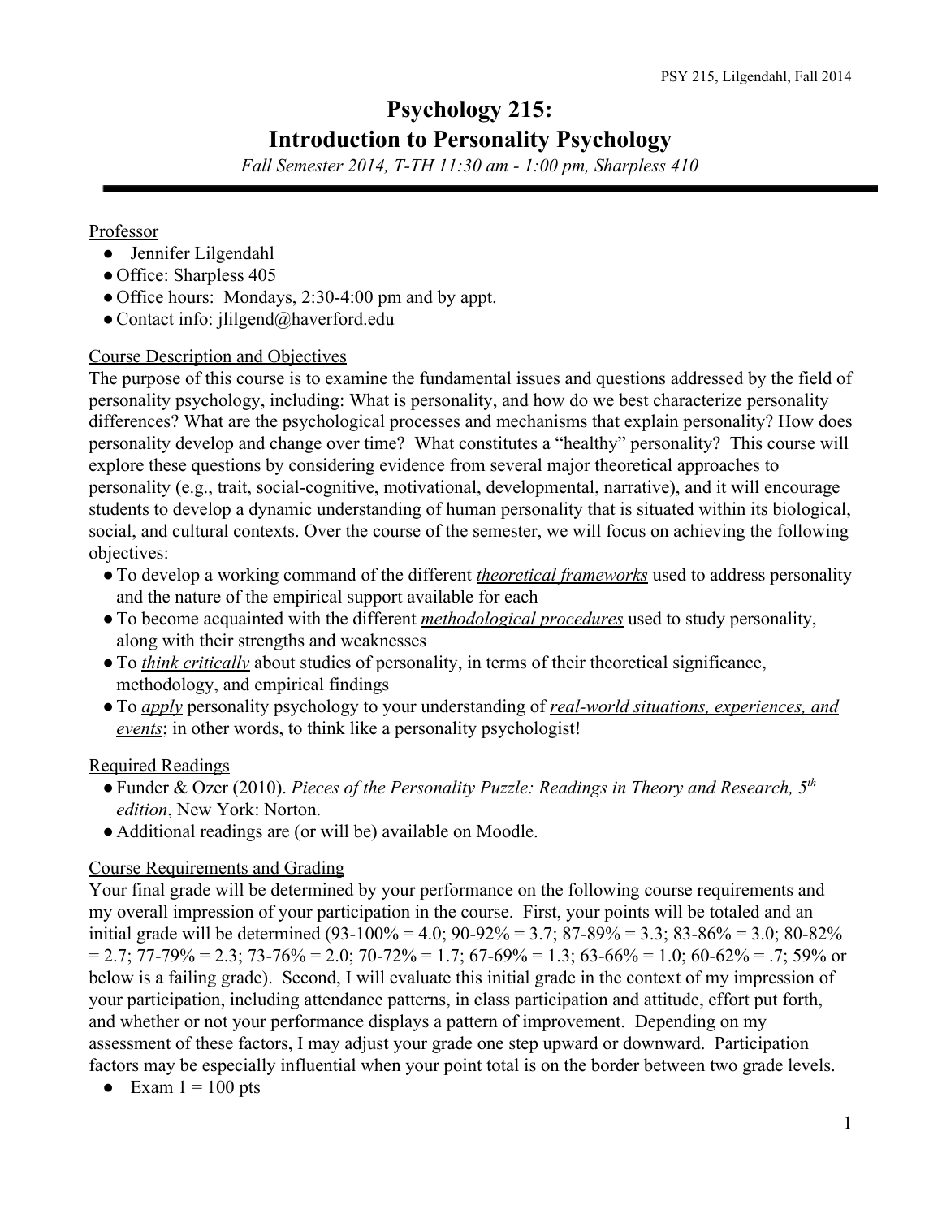# Psychology 215:
# Introduction to Personality Psychology

*Fall Semester 2014, T-TH 11:30 am - 1:00 pm, Sharpless 410*

---

Professor

- Jennifer Lilgendahl
- Office: Sharpless 405
- Office hours: Mondays, 2:30-4:00 pm and by appt.
- Contact info: jlilgend@haverford.edu

Course Description and Objectives

The purpose of this course is to examine the fundamental issues and questions addressed by the field of personality psychology, including: What is personality, and how do we best characterize personality differences? What are the psychological processes and mechanisms that explain personality? How does personality develop and change over time? What constitutes a "healthy" personality? This course will explore these questions by considering evidence from several major theoretical approaches to personality (e.g., trait, social-cognitive, motivational, developmental, narrative), and it will encourage students to develop a dynamic understanding of human personality that is situated within its biological, social, and cultural contexts. Over the course of the semester, we will focus on achieving the following objectives:

- To develop a working command of the different ***theoretical frameworks*** used to address personality and the nature of the empirical support available for each
- To become acquainted with the different ***methodological procedures*** used to study personality, along with their strengths and weaknesses
- To *think critically* about studies of personality, in terms of their theoretical significance, methodology, and empirical findings
- To *apply* personality psychology to your understanding of *real-world situations, experiences, and events*; in other words, to think like a personality psychologist!

Required Readings

- Funder & Ozer (2010). *Pieces of the Personality Puzzle: Readings in Theory and Research, 5th edition*, New York: Norton.
- Additional readings are (or will be) available on Moodle.

Course Requirements and Grading

Your final grade will be determined by your performance on the following course requirements and my overall impression of your participation in the course. First, your points will be totaled and an initial grade will be determined (93-100% = 4.0; 90-92% = 3.7; 87-89% = 3.3; 83-86% = 3.0; 80-82% = 2.7; 77-79% = 2.3; 73-76% = 2.0; 70-72% = 1.7; 67-69% = 1.3; 63-66% = 1.0; 60-62% = .7; 59% or below is a failing grade). Second, I will evaluate this initial grade in the context of my impression of your participation, including attendance patterns, in class participation and attitude, effort put forth, and whether or not your performance displays a pattern of improvement. Depending on my assessment of these factors, I may adjust your grade one step upward or downward. Participation factors may be especially influential when your point total is on the border between two grade levels.

- Exam 1 = 100 pts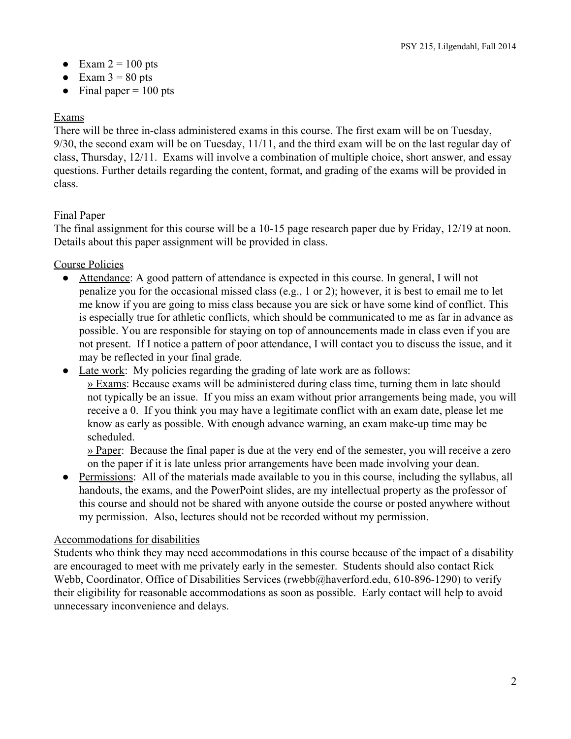- Exam 2 = 100 pts
- Exam 3 = 80 pts
- Final paper = 100 pts

Exams

There will be three in-class administered exams in this course. The first exam will be on Tuesday, 9/30, the second exam will be on Tuesday, 11/11, and the third exam will be on the last regular day of class, Thursday, 12/11. Exams will involve a combination of multiple choice, short answer, and essay questions. Further details regarding the content, format, and grading of the exams will be provided in class.

Final Paper

The final assignment for this course will be a 10-15 page research paper due by Friday, 12/19 at noon. Details about this paper assignment will be provided in class.

Course Policies

- Attendance: A good pattern of attendance is expected in this course. In general, I will not penalize you for the occasional missed class (e.g., 1 or 2); however, it is best to email me to let me know if you are going to miss class because you are sick or have some kind of conflict. This is especially true for athletic conflicts, which should be communicated to me as far in advance as possible. You are responsible for staying on top of announcements made in class even if you are not present. If I notice a pattern of poor attendance, I will contact you to discuss the issue, and it may be reflected in your final grade.
- Late work: My policies regarding the grading of late work are as follows:
  » Exams: Because exams will be administered during class time, turning them in late should not typically be an issue. If you miss an exam without prior arrangements being made, you will receive a 0. If you think you may have a legitimate conflict with an exam date, please let me know as early as possible. With enough advance warning, an exam make-up time may be scheduled.
  » Paper: Because the final paper is due at the very end of the semester, you will receive a zero on the paper if it is late unless prior arrangements have been made involving your dean.
- Permissions: All of the materials made available to you in this course, including the syllabus, all handouts, the exams, and the PowerPoint slides, are my intellectual property as the professor of this course and should not be shared with anyone outside the course or posted anywhere without my permission. Also, lectures should not be recorded without my permission.

Accommodations for disabilities

Students who think they may need accommodations in this course because of the impact of a disability are encouraged to meet with me privately early in the semester. Students should also contact Rick Webb, Coordinator, Office of Disabilities Services (rwebb@haverford.edu, 610-896-1290) to verify their eligibility for reasonable accommodations as soon as possible. Early contact will help to avoid unnecessary inconvenience and delays.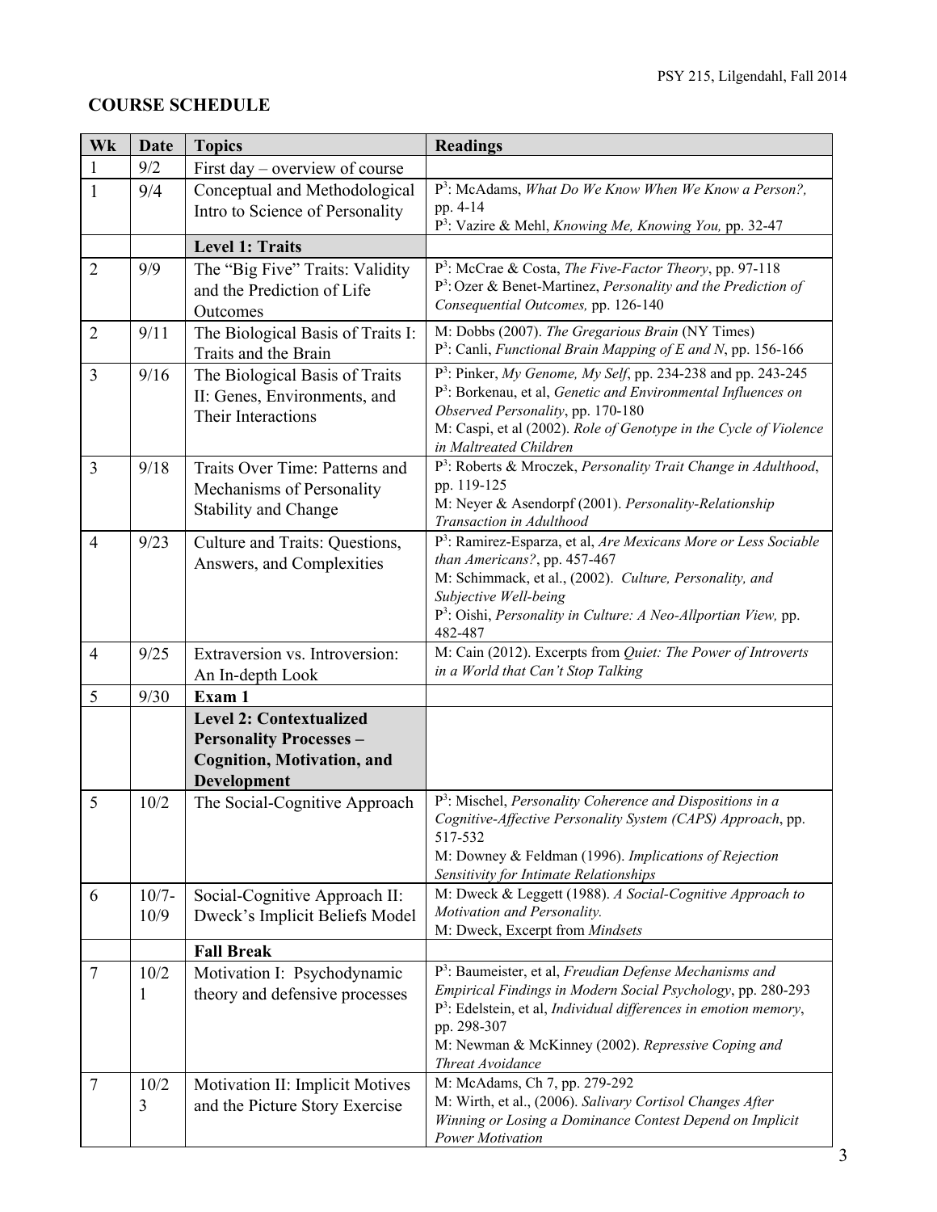## COURSE SCHEDULE

| Wk | Date | Topics | Readings |
|---|---|---|---|
| 1 | 9/2 | First day – overview of course | |
| 1 | 9/4 | Conceptual and Methodological Intro to Science of Personality | P[3]: McAdams, *What Do We Know When We Know a Person?,* pp. 4-14<br>P[3]: Vazire & Mehl, *Knowing Me, Knowing You,* pp. 32-47 |
| | | **Level 1: Traits** | |
| 2 | 9/9 | The "Big Five" Traits: Validity and the Prediction of Life Outcomes | P[3]: McCrae & Costa, *The Five-Factor Theory*, pp. 97-118<br>P[3]: Ozer & Benet-Martinez, *Personality and the Prediction of Consequential Outcomes,* pp. 126-140 |
| 2 | 9/11 | The Biological Basis of Traits I: Traits and the Brain | M: Dobbs (2007). *The Gregarious Brain* (NY Times)<br>P[3]: Canli, *Functional Brain Mapping of E and N*, pp. 156-166 |
| 3 | 9/16 | The Biological Basis of Traits II: Genes, Environments, and Their Interactions | P[3]: Pinker, *My Genome, My Self*, pp. 234-238 and pp. 243-245<br>P[3]: Borkenau, et al, *Genetic and Environmental Influences on Observed Personality*, pp. 170-180<br>M: Caspi, et al (2002). *Role of Genotype in the Cycle of Violence in Maltreated Children* |
| 3 | 9/18 | Traits Over Time: Patterns and Mechanisms of Personality Stability and Change | P[3]: Roberts & Mroczek, *Personality Trait Change in Adulthood*, pp. 119-125<br>M: Neyer & Asendorpf (2001). *Personality-Relationship Transaction in Adulthood* |
| 4 | 9/23 | Culture and Traits: Questions, Answers, and Complexities | P[3]: Ramirez-Esparza, et al, *Are Mexicans More or Less Sociable than Americans?*, pp. 457-467<br>M: Schimmack, et al., (2002). *Culture, Personality, and Subjective Well-being*<br>P[3]: Oishi, *Personality in Culture: A Neo-Allportian View,* pp. 482-487 |
| 4 | 9/25 | Extraversion vs. Introversion: An In-depth Look | M: Cain (2012). Excerpts from *Quiet: The Power of Introverts in a World that Can't Stop Talking* |
| 5 | 9/30 | **Exam 1** | |
| | | **Level 2: Contextualized Personality Processes – Cognition, Motivation, and Development** | |
| 5 | 10/2 | The Social-Cognitive Approach | P[3]: Mischel, *Personality Coherence and Dispositions in a Cognitive-Affective Personality System (CAPS) Approach*, pp. 517-532<br>M: Downey & Feldman (1996). *Implications of Rejection Sensitivity for Intimate Relationships* |
| 6 | 10/7-10/9 | Social-Cognitive Approach II: Dweck's Implicit Beliefs Model | M: Dweck & Leggett (1988). *A Social-Cognitive Approach to Motivation and Personality.*<br>M: Dweck, Excerpt from *Mindsets* |
| | | **Fall Break** | |
| 7 | 10/21 | Motivation I: Psychodynamic theory and defensive processes | P[3]: Baumeister, et al, *Freudian Defense Mechanisms and Empirical Findings in Modern Social Psychology*, pp. 280-293<br>P[3]: Edelstein, et al, *Individual differences in emotion memory*, pp. 298-307<br>M: Newman & McKinney (2002). *Repressive Coping and Threat Avoidance* |
| 7 | 10/23 | Motivation II: Implicit Motives and the Picture Story Exercise | M: McAdams, Ch 7, pp. 279-292<br>M: Wirth, et al., (2006). *Salivary Cortisol Changes After Winning or Losing a Dominance Contest Depend on Implicit Power Motivation* |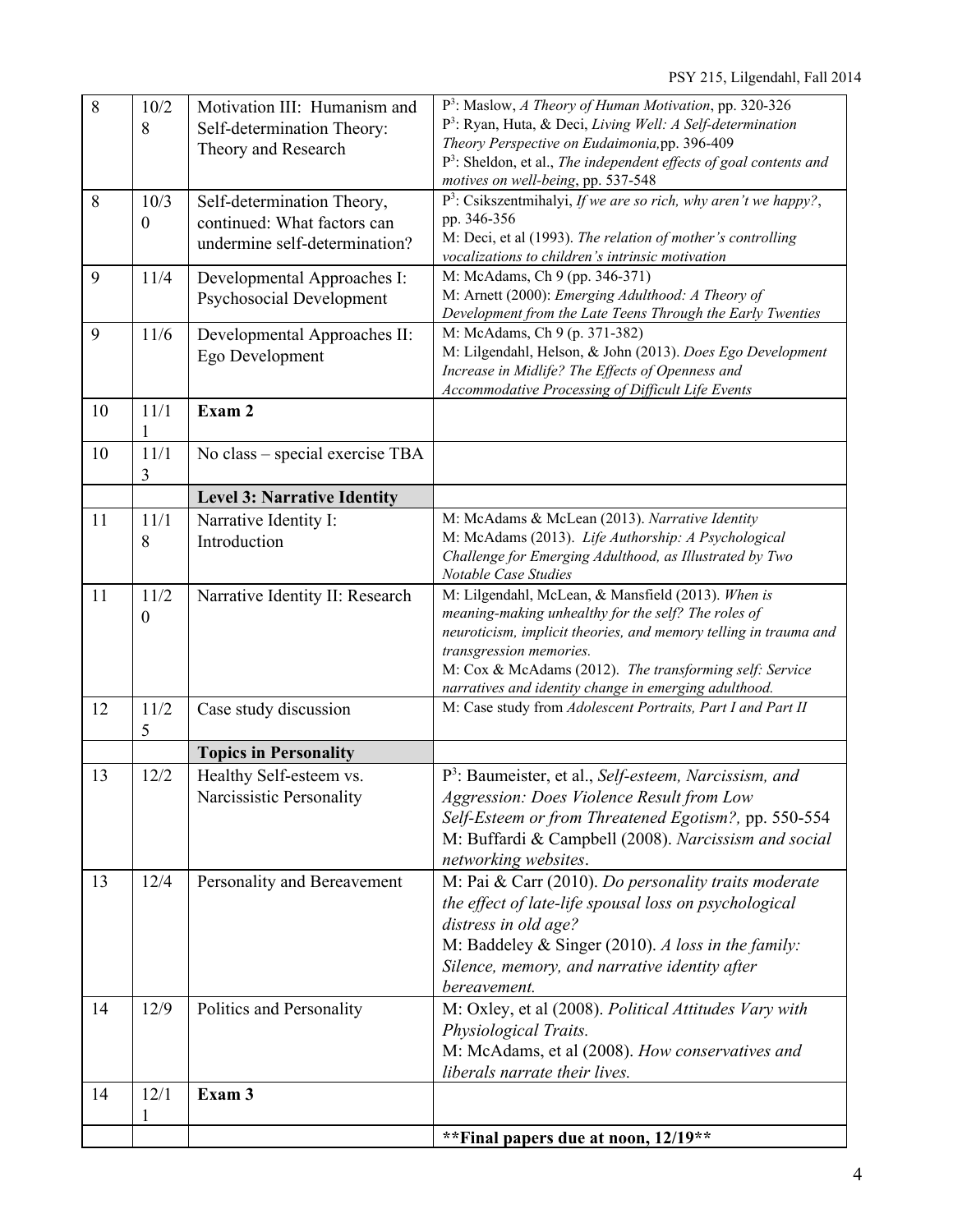| | | | |
|---|---|---|---|
| 8 | 10/28 | Motivation III: Humanism and Self-determination Theory: Theory and Research | P³: Maslow, *A Theory of Human Motivation*, pp. 320-326<br>P³: Ryan, Huta, & Deci, *Living Well: A Self-determination Theory Perspective on Eudaimonia,*pp. 396-409<br>P³: Sheldon, et al., *The independent effects of goal contents and motives on well-being*, pp. 537-548 |
| 8 | 10/30 | Self-determination Theory, continued: What factors can undermine self-determination? | P³: Csikszentmihalyi, *If we are so rich, why aren't we happy?*, pp. 346-356<br>M: Deci, et al (1993). *The relation of mother's controlling vocalizations to children's intrinsic motivation* |
| 9 | 11/4 | Developmental Approaches I: Psychosocial Development | M: McAdams, Ch 9 (pp. 346-371)<br>M: Arnett (2000): *Emerging Adulthood: A Theory of Development from the Late Teens Through the Early Twenties* |
| 9 | 11/6 | Developmental Approaches II: Ego Development | M: McAdams, Ch 9 (p. 371-382)<br>M: Lilgendahl, Helson, & John (2013). *Does Ego Development Increase in Midlife? The Effects of Openness and Accommodative Processing of Difficult Life Events* |
| 10 | 11/11 | **Exam 2** | |
| 10 | 11/13 | No class – special exercise TBA | |
| | | **Level 3: Narrative Identity** | |
| 11 | 11/18 | Narrative Identity I: Introduction | M: McAdams & McLean (2013). *Narrative Identity*<br>M: McAdams (2013). *Life Authorship: A Psychological Challenge for Emerging Adulthood, as Illustrated by Two Notable Case Studies* |
| 11 | 11/20 | Narrative Identity II: Research | M: Lilgendahl, McLean, & Mansfield (2013). *When is meaning-making unhealthy for the self? The roles of neuroticism, implicit theories, and memory telling in trauma and transgression memories.*<br>M: Cox & McAdams (2012). *The transforming self: Service narratives and identity change in emerging adulthood.* |
| 12 | 11/25 | Case study discussion | M: Case study from *Adolescent Portraits, Part I and Part II* |
| | | **Topics in Personality** | |
| 13 | 12/2 | Healthy Self-esteem vs. Narcissistic Personality | P³: Baumeister, et al., *Self-esteem, Narcissism, and Aggression: Does Violence Result from Low Self-Esteem or from Threatened Egotism?,* pp. 550-554<br>M: Buffardi & Campbell (2008). *Narcissism and social networking websites*. |
| 13 | 12/4 | Personality and Bereavement | M: Pai & Carr (2010). *Do personality traits moderate the effect of late-life spousal loss on psychological distress in old age?*<br>M: Baddeley & Singer (2010). *A loss in the family: Silence, memory, and narrative identity after bereavement.* |
| 14 | 12/9 | Politics and Personality | M: Oxley, et al (2008). *Political Attitudes Vary with Physiological Traits.*<br>M: McAdams, et al (2008). *How conservatives and liberals narrate their lives.* |
| 14 | 12/11 | **Exam 3** | |
| | | | **\*\*Final papers due at noon, 12/19\*\*** |